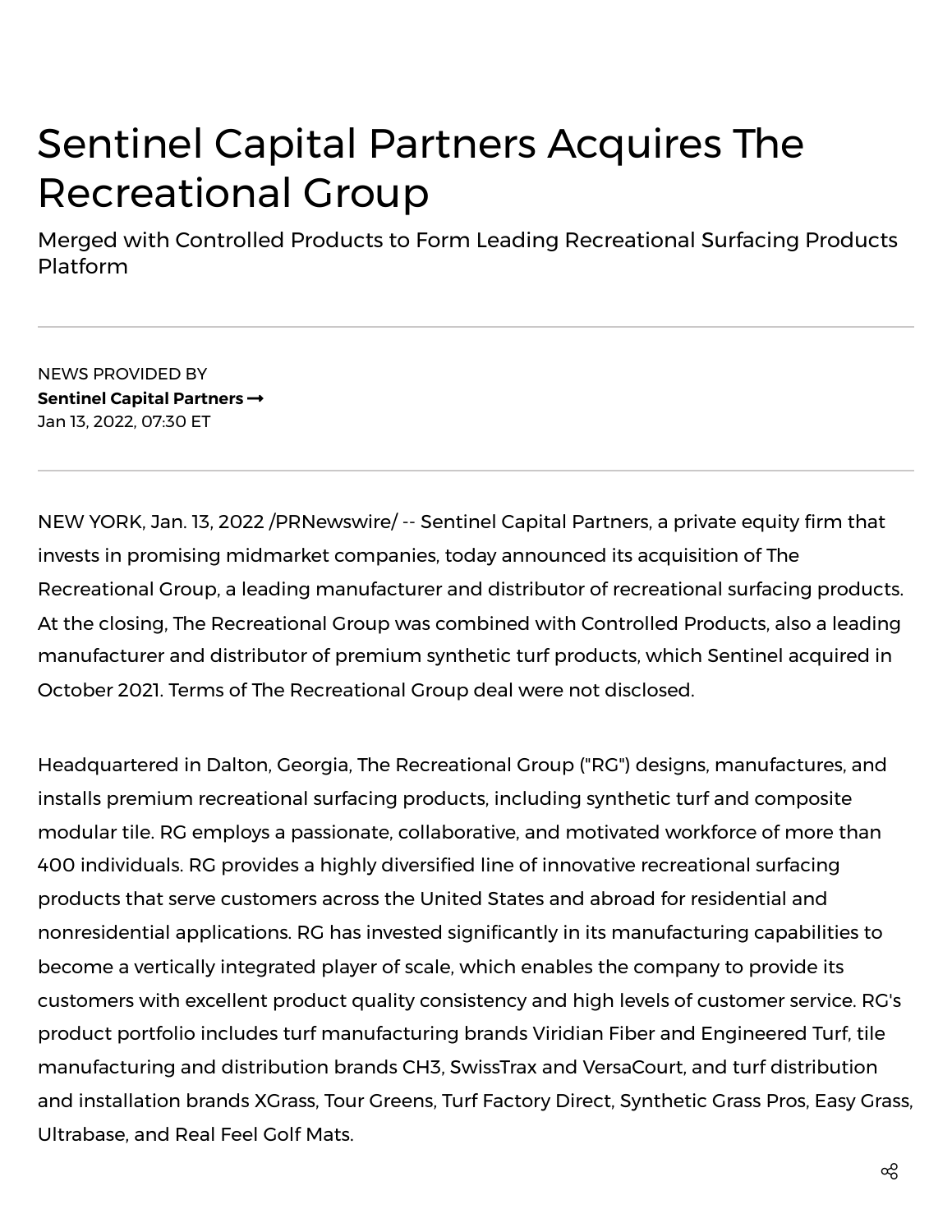# Sentinel Capital Partners Acquires The Recreational Group

## Merged with Controlled Products to Form Leading Recreational Surfacing Products Platform

---

NEWS PROVIDED BY

**Sentinel Capital Partners ➞**

Jan 13, 2022, 07:30 ET

---

NEW YORK, Jan. 13, 2022 /PRNewswire/ -- Sentinel Capital Partners, a private equity firm that invests in promising midmarket companies, today announced its acquisition of The Recreational Group, a leading manufacturer and distributor of recreational surfacing products. At the closing, The Recreational Group was combined with Controlled Products, also a leading manufacturer and distributor of premium synthetic turf products, which Sentinel acquired in October 2021. Terms of The Recreational Group deal were not disclosed.

Headquartered in Dalton, Georgia, The Recreational Group ("RG") designs, manufactures, and installs premium recreational surfacing products, including synthetic turf and composite modular tile. RG employs a passionate, collaborative, and motivated workforce of more than 400 individuals. RG provides a highly diversified line of innovative recreational surfacing products that serve customers across the United States and abroad for residential and nonresidential applications. RG has invested significantly in its manufacturing capabilities to become a vertically integrated player of scale, which enables the company to provide its customers with excellent product quality consistency and high levels of customer service. RG's product portfolio includes turf manufacturing brands Viridian Fiber and Engineered Turf, tile manufacturing and distribution brands CH3, SwissTrax and VersaCourt, and turf distribution and installation brands XGrass, Tour Greens, Turf Factory Direct, Synthetic Grass Pros, Easy Grass, Ultrabase, and Real Feel Golf Mats.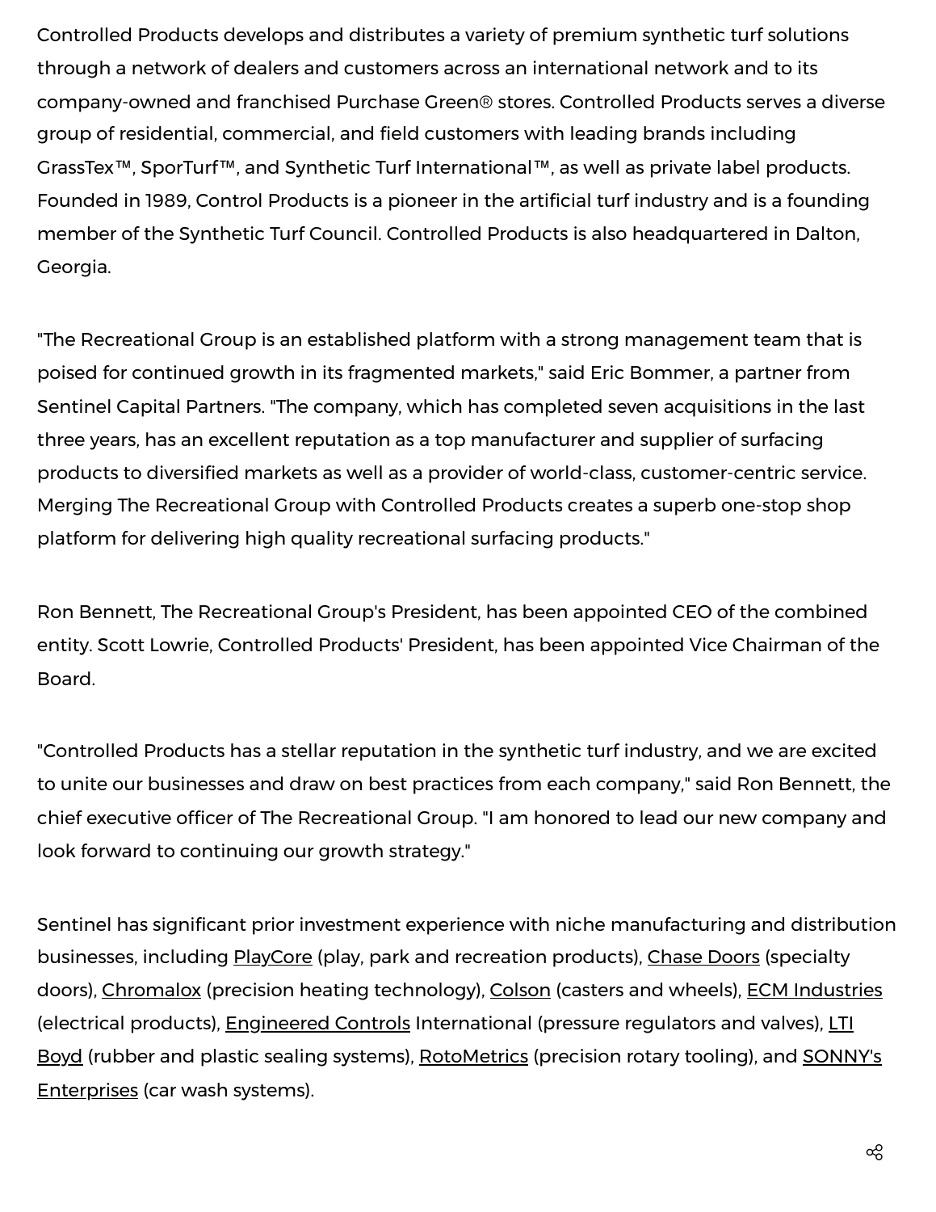Controlled Products develops and distributes a variety of premium synthetic turf solutions through a network of dealers and customers across an international network and to its company-owned and franchised Purchase Green® stores. Controlled Products serves a diverse group of residential, commercial, and field customers with leading brands including GrassTex™, SporTurf™, and Synthetic Turf International™, as well as private label products. Founded in 1989, Control Products is a pioneer in the artificial turf industry and is a founding member of the Synthetic Turf Council. Controlled Products is also headquartered in Dalton, Georgia.

"The Recreational Group is an established platform with a strong management team that is poised for continued growth in its fragmented markets," said Eric Bommer, a partner from Sentinel Capital Partners. "The company, which has completed seven acquisitions in the last three years, has an excellent reputation as a top manufacturer and supplier of surfacing products to diversified markets as well as a provider of world-class, customer-centric service. Merging The Recreational Group with Controlled Products creates a superb one-stop shop platform for delivering high quality recreational surfacing products."

Ron Bennett, The Recreational Group's President, has been appointed CEO of the combined entity. Scott Lowrie, Controlled Products' President, has been appointed Vice Chairman of the Board.

"Controlled Products has a stellar reputation in the synthetic turf industry, and we are excited to unite our businesses and draw on best practices from each company," said Ron Bennett, the chief executive officer of The Recreational Group. "I am honored to lead our new company and look forward to continuing our growth strategy."

Sentinel has significant prior investment experience with niche manufacturing and distribution businesses, including PlayCore (play, park and recreation products), Chase Doors (specialty doors), Chromalox (precision heating technology), Colson (casters and wheels), ECM Industries (electrical products), Engineered Controls International (pressure regulators and valves), LTI Boyd (rubber and plastic sealing systems), RotoMetrics (precision rotary tooling), and SONNY's Enterprises (car wash systems).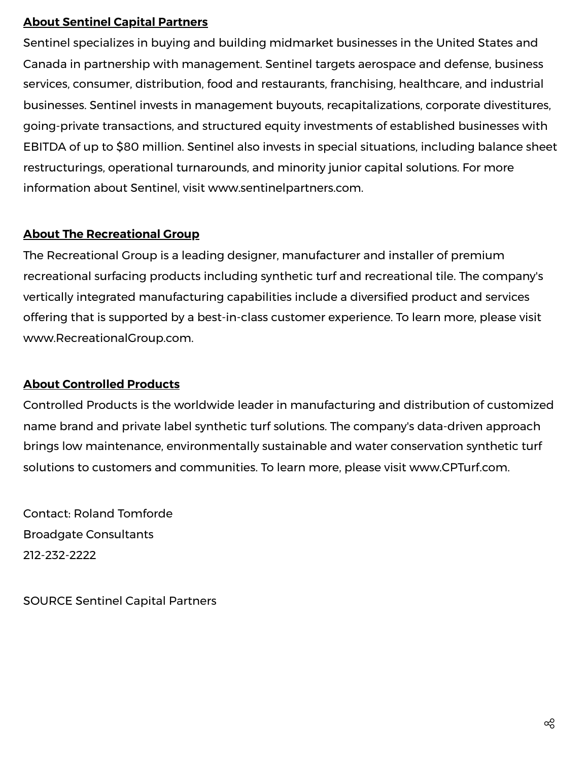**About Sentinel Capital Partners**

Sentinel specializes in buying and building midmarket businesses in the United States and Canada in partnership with management. Sentinel targets aerospace and defense, business services, consumer, distribution, food and restaurants, franchising, healthcare, and industrial businesses. Sentinel invests in management buyouts, recapitalizations, corporate divestitures, going-private transactions, and structured equity investments of established businesses with EBITDA of up to $80 million. Sentinel also invests in special situations, including balance sheet restructurings, operational turnarounds, and minority junior capital solutions. For more information about Sentinel, visit www.sentinelpartners.com.

**About The Recreational Group**

The Recreational Group is a leading designer, manufacturer and installer of premium recreational surfacing products including synthetic turf and recreational tile. The company's vertically integrated manufacturing capabilities include a diversified product and services offering that is supported by a best-in-class customer experience. To learn more, please visit www.RecreationalGroup.com.

**About Controlled Products**

Controlled Products is the worldwide leader in manufacturing and distribution of customized name brand and private label synthetic turf solutions. The company's data-driven approach brings low maintenance, environmentally sustainable and water conservation synthetic turf solutions to customers and communities. To learn more, please visit www.CPTurf.com.

Contact: Roland Tomforde
Broadgate Consultants
212-232-2222

SOURCE Sentinel Capital Partners